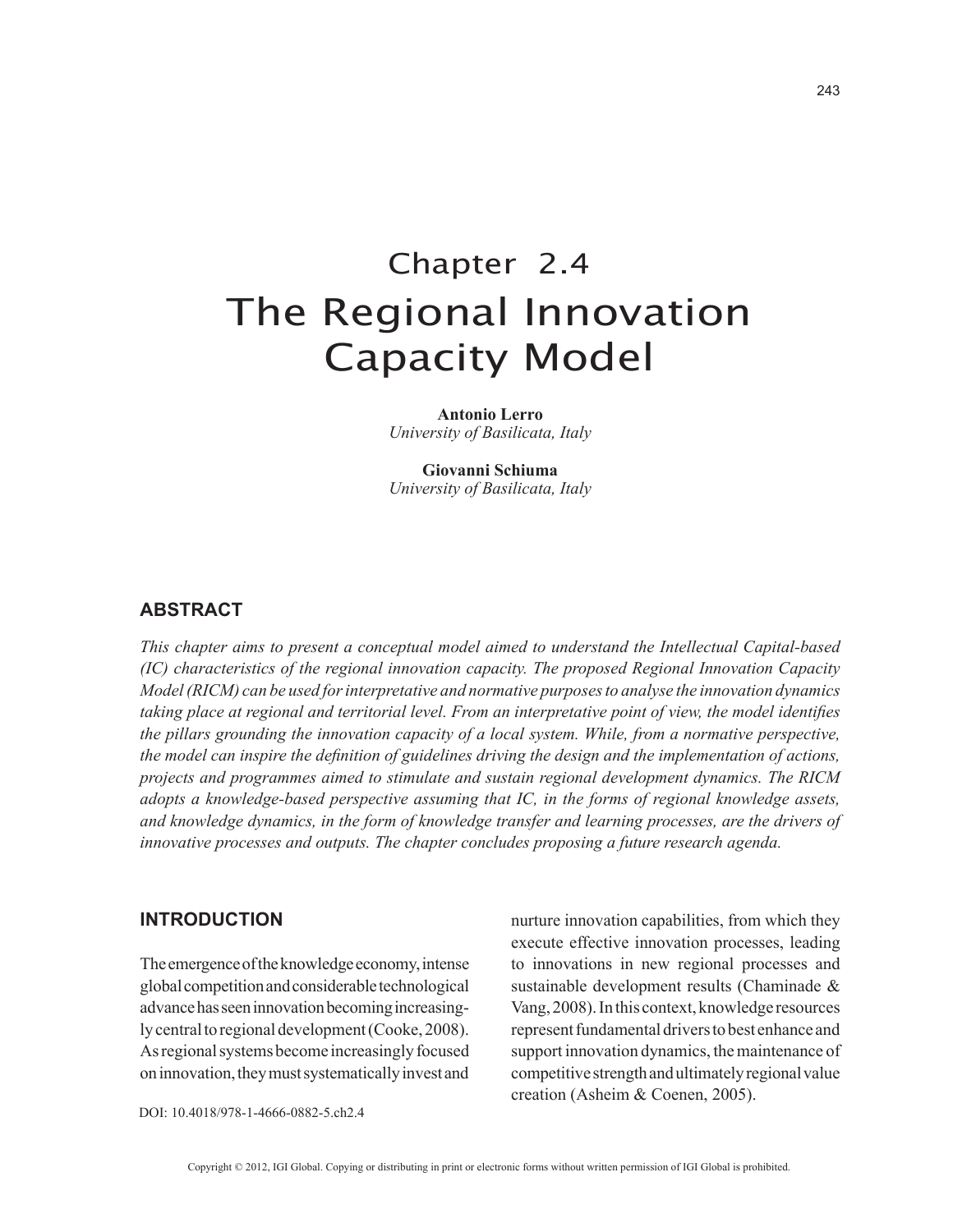# Chapter 2.4
# The Regional Innovation Capacity Model

**Antonio Lerro**
*University of Basilicata, Italy*

**Giovanni Schiuma**
*University of Basilicata, Italy*

## ABSTRACT

*This chapter aims to present a conceptual model aimed to understand the Intellectual Capital-based (IC) characteristics of the regional innovation capacity. The proposed Regional Innovation Capacity Model (RICM) can be used for interpretative and normative purposes to analyse the innovation dynamics taking place at regional and territorial level. From an interpretative point of view, the model identifies the pillars grounding the innovation capacity of a local system. While, from a normative perspective, the model can inspire the definition of guidelines driving the design and the implementation of actions, projects and programmes aimed to stimulate and sustain regional development dynamics. The RICM adopts a knowledge-based perspective assuming that IC, in the forms of regional knowledge assets, and knowledge dynamics, in the form of knowledge transfer and learning processes, are the drivers of innovative processes and outputs. The chapter concludes proposing a future research agenda.*

## INTRODUCTION

The emergence of the knowledge economy, intense global competition and considerable technological advance has seen innovation becoming increasingly central to regional development (Cooke, 2008). As regional systems become increasingly focused on innovation, they must systematically invest and nurture innovation capabilities, from which they execute effective innovation processes, leading to innovations in new regional processes and sustainable development results (Chaminade & Vang, 2008). In this context, knowledge resources represent fundamental drivers to best enhance and support innovation dynamics, the maintenance of competitive strength and ultimately regional value creation (Asheim & Coenen, 2005).

DOI: 10.4018/978-1-4666-0882-5.ch2.4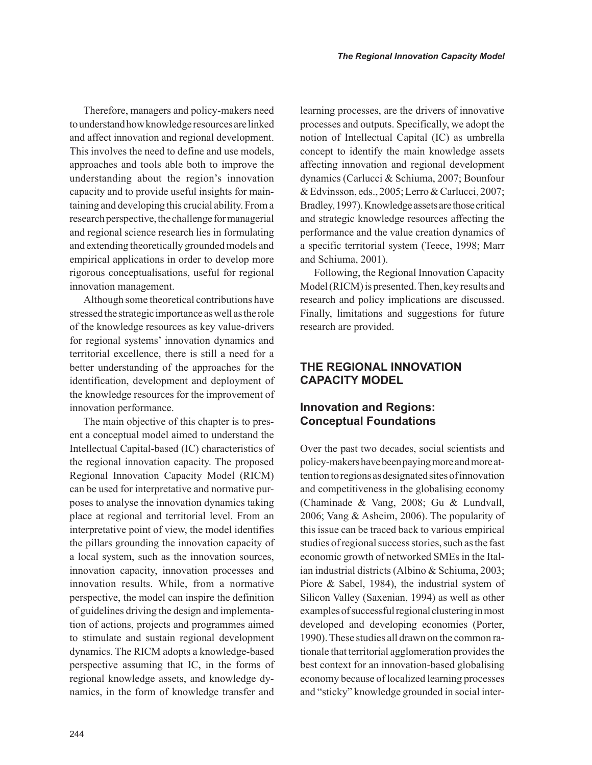Therefore, managers and policy-makers need to understand how knowledge resources are linked and affect innovation and regional development. This involves the need to define and use models, approaches and tools able both to improve the understanding about the region's innovation capacity and to provide useful insights for maintaining and developing this crucial ability. From a research perspective, the challenge for managerial and regional science research lies in formulating and extending theoretically grounded models and empirical applications in order to develop more rigorous conceptualisations, useful for regional innovation management.

Although some theoretical contributions have stressed the strategic importance as well as the role of the knowledge resources as key value-drivers for regional systems' innovation dynamics and territorial excellence, there is still a need for a better understanding of the approaches for the identification, development and deployment of the knowledge resources for the improvement of innovation performance.

The main objective of this chapter is to present a conceptual model aimed to understand the Intellectual Capital-based (IC) characteristics of the regional innovation capacity. The proposed Regional Innovation Capacity Model (RICM) can be used for interpretative and normative purposes to analyse the innovation dynamics taking place at regional and territorial level. From an interpretative point of view, the model identifies the pillars grounding the innovation capacity of a local system, such as the innovation sources, innovation capacity, innovation processes and innovation results. While, from a normative perspective, the model can inspire the definition of guidelines driving the design and implementation of actions, projects and programmes aimed to stimulate and sustain regional development dynamics. The RICM adopts a knowledge-based perspective assuming that IC, in the forms of regional knowledge assets, and knowledge dynamics, in the form of knowledge transfer and learning processes, are the drivers of innovative processes and outputs. Specifically, we adopt the notion of Intellectual Capital (IC) as umbrella concept to identify the main knowledge assets affecting innovation and regional development dynamics (Carlucci & Schiuma, 2007; Bounfour & Edvinsson, eds., 2005; Lerro & Carlucci, 2007; Bradley, 1997). Knowledge assets are those critical and strategic knowledge resources affecting the performance and the value creation dynamics of a specific territorial system (Teece, 1998; Marr and Schiuma, 2001).

Following, the Regional Innovation Capacity Model (RICM) is presented. Then, key results and research and policy implications are discussed. Finally, limitations and suggestions for future research are provided.

## THE REGIONAL INNOVATION CAPACITY MODEL

### Innovation and Regions: Conceptual Foundations

Over the past two decades, social scientists and policy-makers have been paying more and more attention to regions as designated sites of innovation and competitiveness in the globalising economy (Chaminade & Vang, 2008; Gu & Lundvall, 2006; Vang & Asheim, 2006). The popularity of this issue can be traced back to various empirical studies of regional success stories, such as the fast economic growth of networked SMEs in the Italian industrial districts (Albino & Schiuma, 2003; Piore & Sabel, 1984), the industrial system of Silicon Valley (Saxenian, 1994) as well as other examples of successful regional clustering in most developed and developing economies (Porter, 1990). These studies all drawn on the common rationale that territorial agglomeration provides the best context for an innovation-based globalising economy because of localized learning processes and "sticky" knowledge grounded in social inter-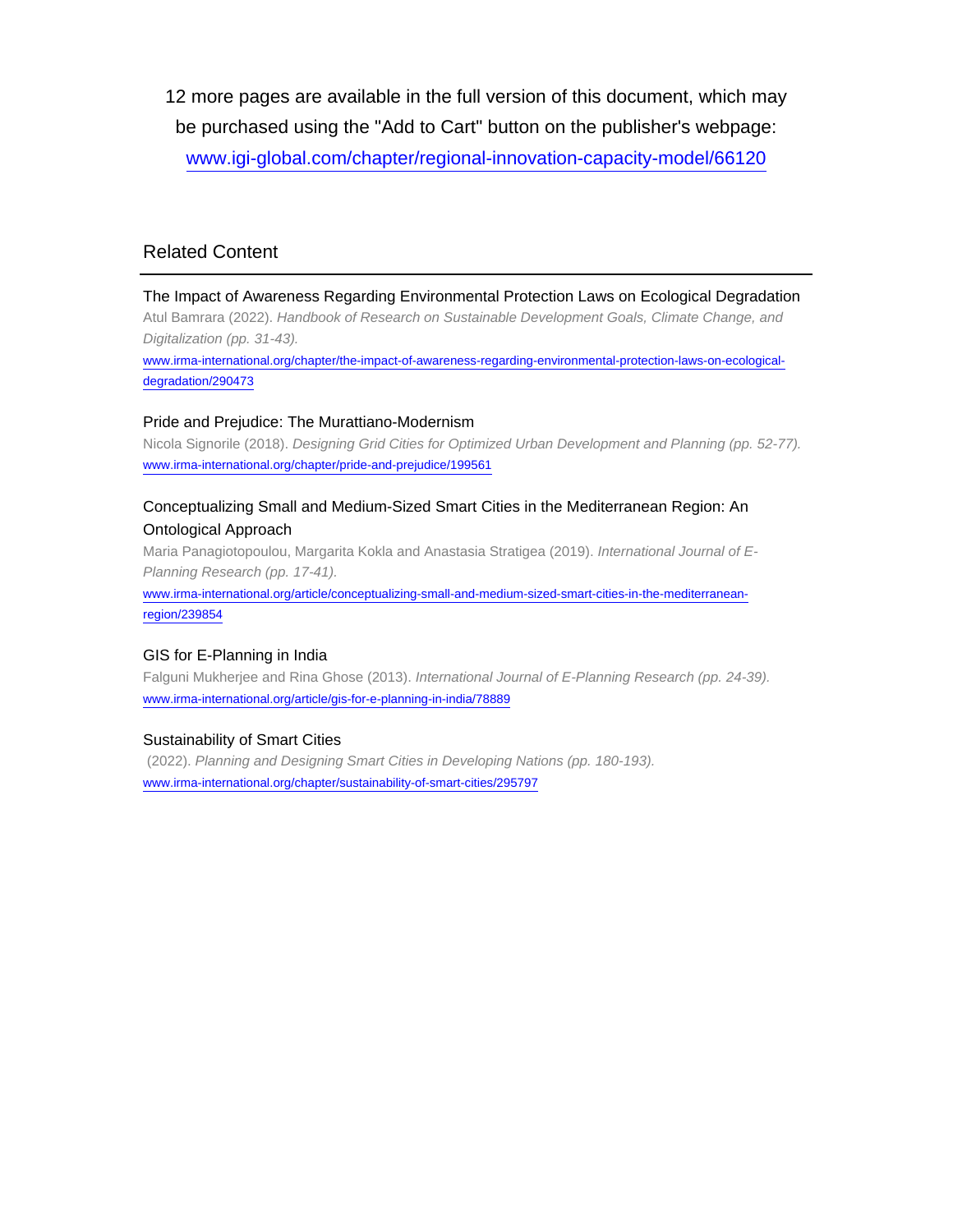12 more pages are available in the full version of this document, which may be purchased using the "Add to Cart" button on the publisher's webpage: www.igi-global.com/chapter/regional-innovation-capacity-model/66120

## Related Content

The Impact of Awareness Regarding Environmental Protection Laws on Ecological Degradation
Atul Bamrara (2022). *Handbook of Research on Sustainable Development Goals, Climate Change, and Digitalization (pp. 31-43).*
www.irma-international.org/chapter/the-impact-of-awareness-regarding-environmental-protection-laws-on-ecological-degradation/290473

Pride and Prejudice: The Murattiano-Modernism
Nicola Signorile (2018). *Designing Grid Cities for Optimized Urban Development and Planning (pp. 52-77).*
www.irma-international.org/chapter/pride-and-prejudice/199561

Conceptualizing Small and Medium-Sized Smart Cities in the Mediterranean Region: An Ontological Approach
Maria Panagiotopoulou, Margarita Kokla and Anastasia Stratigea (2019). *International Journal of E-Planning Research (pp. 17-41).*
www.irma-international.org/article/conceptualizing-small-and-medium-sized-smart-cities-in-the-mediterranean-region/239854

GIS for E-Planning in India
Falguni Mukherjee and Rina Ghose (2013). *International Journal of E-Planning Research (pp. 24-39).*
www.irma-international.org/article/gis-for-e-planning-in-india/78889

Sustainability of Smart Cities
(2022). *Planning and Designing Smart Cities in Developing Nations (pp. 180-193).*
www.irma-international.org/chapter/sustainability-of-smart-cities/295797